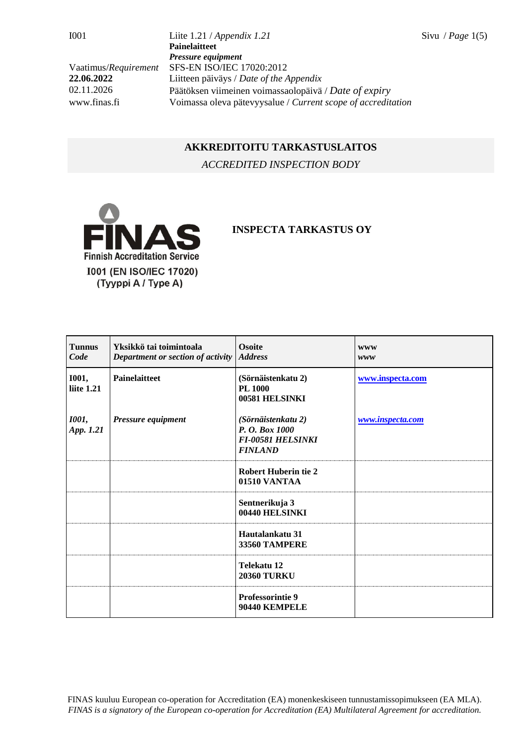| | |
|---|---|
| I001 | Liite 1.21 / *Appendix 1.21* |
| | **Painelaitteet** |
| | ***Pressure equipment*** |
| Vaatimus/*Requirement* | SFS-EN ISO/IEC 17020:2012 |
| **22.06.2022** | Liitteen päiväys / *Date of the Appendix* |
| 02.11.2026 | Päätöksen viimeinen voimassaolopäivä / *Date of expiry* |
| www.finas.fi | Voimassa oleva pätevyysalue / *Current scope of accreditation* |

## AKKREDITOITU TARKASTUSLAITOS

*ACCREDITED INSPECTION BODY*

FINAS
Finnish Accreditation Service
I001 (EN ISO/IEC 17020)
(Tyyppi A / Type A)

## INSPECTA TARKASTUS OY

| Tunnus *Code* | Yksikkö tai toimintoala *Department or section of activity* | Osoite *Address* | www *www* |
|---|---|---|---|
| **I001, liite 1.21** | **Painelaitteet** | **(Sörnäistenkatu 2) PL 1000 00581 HELSINKI** | **www.inspecta.com** |
| ***I001, App. 1.21*** | ***Pressure equipment*** | ***(Sörnäistenkatu 2) P. O. Box 1000 FI-00581 HELSINKI FINLAND*** | ***www.inspecta.com*** |
| | | **Robert Huberin tie 2 01510 VANTAA** | |
| | | **Sentnerikuja 3 00440 HELSINKI** | |
| | | **Hautalankatu 31 33560 TAMPERE** | |
| | | **Telekatu 12 20360 TURKU** | |
| | | **Professorintie 9 90440 KEMPELE** | |

FINAS kuuluu European co-operation for Accreditation (EA) monenkeskiseen tunnustamissopimukseen (EA MLA).
*FINAS is a signatory of the European co-operation for Accreditation (EA) Multilateral Agreement for accreditation.*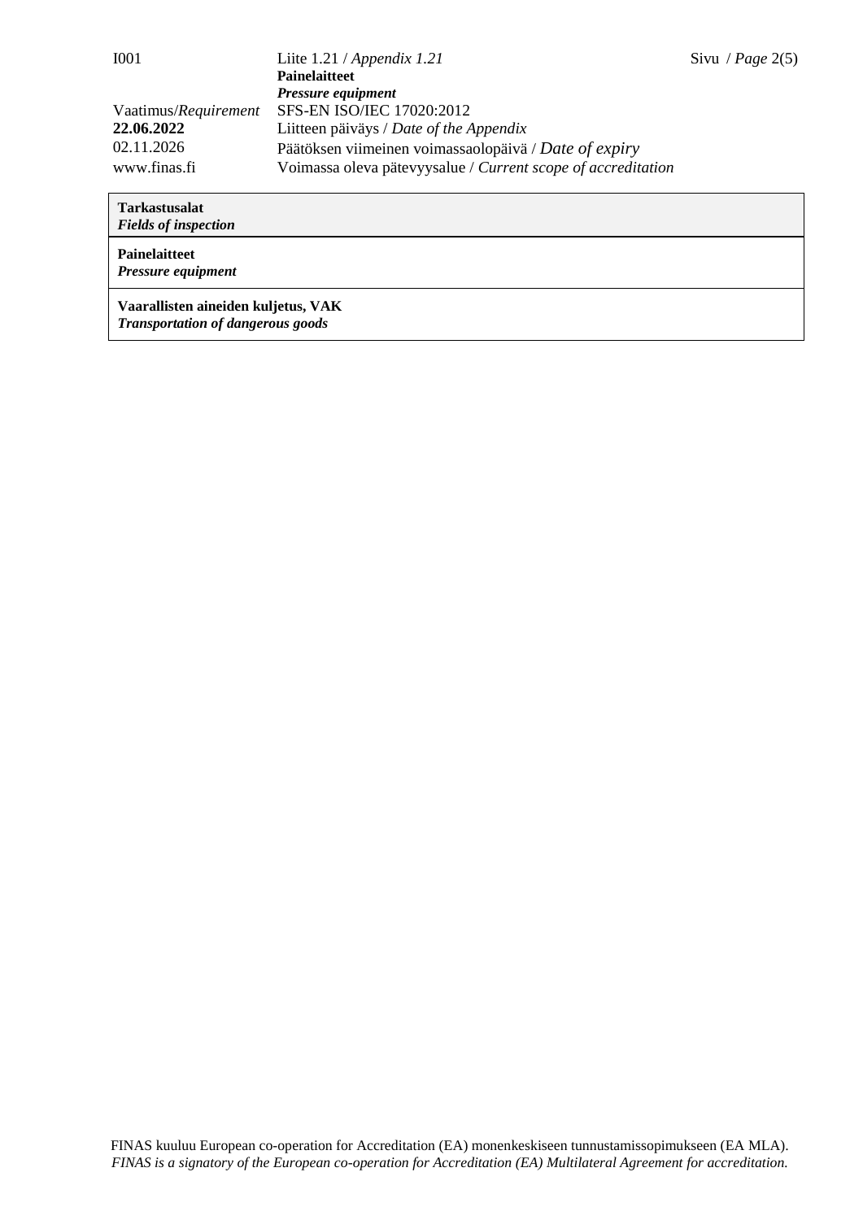| **Tarkastusalat** <br> ***Fields of inspection*** |
| --- |
| **Painelaitteet** <br> ***Pressure equipment*** |
| **Vaarallisten aineiden kuljetus, VAK** <br> ***Transportation of dangerous goods*** |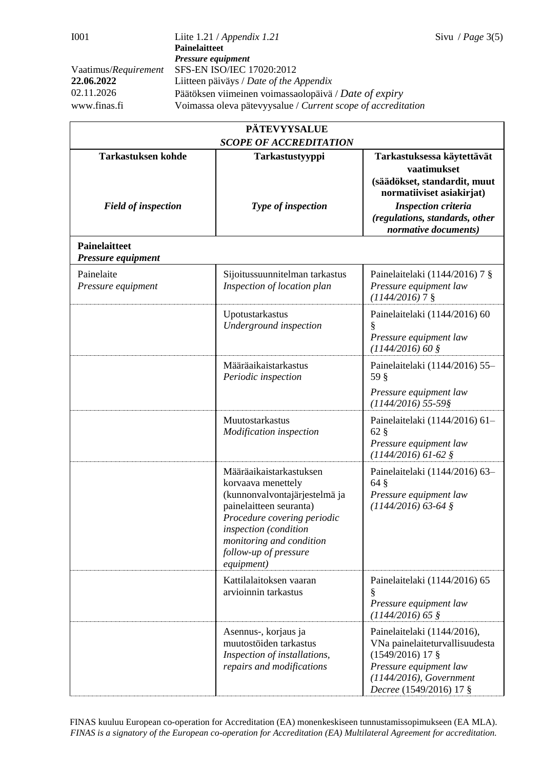| **PÄTEVYYSALUE** *SCOPE OF ACCREDITATION* | | |
|---|---|---|
| **Tarkastuksen kohde** *Field of inspection* | **Tarkastustyyppi** *Type of inspection* | **Tarkastuksessa käytettävät vaatimukset (säädökset, standardit, muut normatiiviset asiakirjat)** *Inspection criteria (regulations, standards, other normative documents)* |
| **Painelaitteet** *Pressure equipment* | | |
| Painelaite *Pressure equipment* | Sijoitussuunnitelman tarkastus *Inspection of location plan* | Painelaitelaki (1144/2016) 7 § *Pressure equipment law (1144/2016) 7 §* |
| | Upotustarkastus *Underground inspection* | Painelaitelaki (1144/2016) 60 § *Pressure equipment law (1144/2016) 60 §* |
| | Määräaikaistarkastus *Periodic inspection* | Painelaitelaki (1144/2016) 55–59 § *Pressure equipment law (1144/2016) 55-59§* |
| | Muutostarkastus *Modification inspection* | Painelaitelaki (1144/2016) 61–62 § *Pressure equipment law (1144/2016) 61-62 §* |
| | Määräaikaistarkastuksen korvaava menettely (kunnonvalvontajärjestelmä ja painelaitteen seuranta) *Procedure covering periodic inspection (condition monitoring and condition follow-up of pressure equipment)* | Painelaitelaki (1144/2016) 63–64 § *Pressure equipment law (1144/2016) 63-64 §* |
| | Kattilalaitoksen vaaran arvioinnin tarkastus | Painelaitelaki (1144/2016) 65 § *Pressure equipment law (1144/2016) 65 §* |
| | Asennus-, korjaus ja muutostöiden tarkastus *Inspection of installations, repairs and modifications* | Painelaitelaki (1144/2016), VNa painelaiteturvallisuudesta (1549/2016) 17 § *Pressure equipment law (1144/2016), Government Decree* (1549/2016) 17 § |

FINAS kuuluu European co-operation for Accreditation (EA) monenkeskiseen tunnustamissopimukseen (EA MLA).
*FINAS is a signatory of the European co-operation for Accreditation (EA) Multilateral Agreement for accreditation.*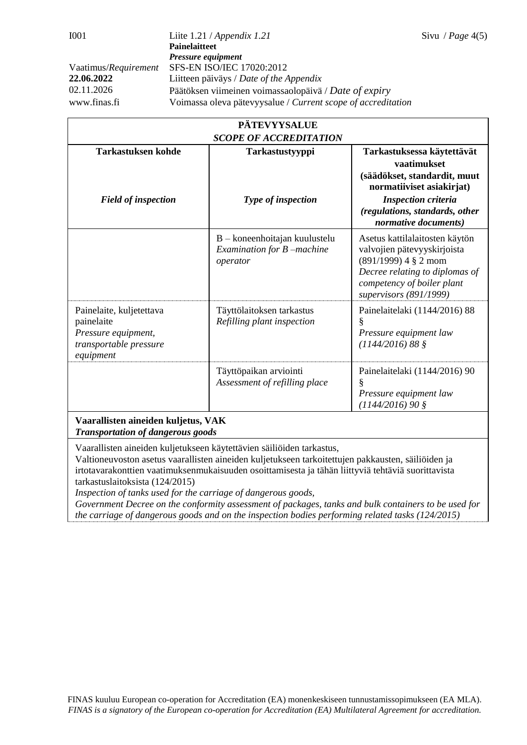| **PÄTEVYYSALUE** *SCOPE OF ACCREDITATION* | | |
|---|---|---|
| **Tarkastuksen kohde** *Field of inspection* | **Tarkastustyyppi** *Type of inspection* | **Tarkastuksessa käytettävät vaatimukset (säädökset, standardit, muut normatiiviset asiakirjat)** *Inspection criteria (regulations, standards, other normative documents)* |
| | B – koneenhoitajan kuulustelu *Examination for B –machine operator* | Asetus kattilalaitosten käytön valvojien pätevyyskirjoista (891/1999) 4 § 2 mom *Decree relating to diplomas of competency of boiler plant supervisors (891/1999)* |
| Painelaite, kuljetettava painelaite *Pressure equipment, transportable pressure equipment* | Täyttölaitoksen tarkastus *Refilling plant inspection* | Painelaitelaki (1144/2016) 88 § *Pressure equipment law (1144/2016) 88 §* |
| | Täyttöpaikan arviointi *Assessment of refilling place* | Painelaitelaki (1144/2016) 90 § *Pressure equipment law (1144/2016) 90 §* |
| **Vaarallisten aineiden kuljetus, VAK** *Transportation of dangerous goods* | | |
| Vaarallisten aineiden kuljetukseen käytettävien säiliöiden tarkastus, Valtioneuvoston asetus vaarallisten aineiden kuljetukseen tarkoitettujen pakkausten, säiliöiden ja irtotavarakonttien vaatimuksenmukaisuuden osoittamisesta ja tähän liittyviä tehtäviä suorittavista tarkastuslaitoksista (124/2015) *Inspection of tanks used for the carriage of dangerous goods, Government Decree on the conformity assessment of packages, tanks and bulk containers to be used for the carriage of dangerous goods and on the inspection bodies performing related tasks (124/2015)* | | |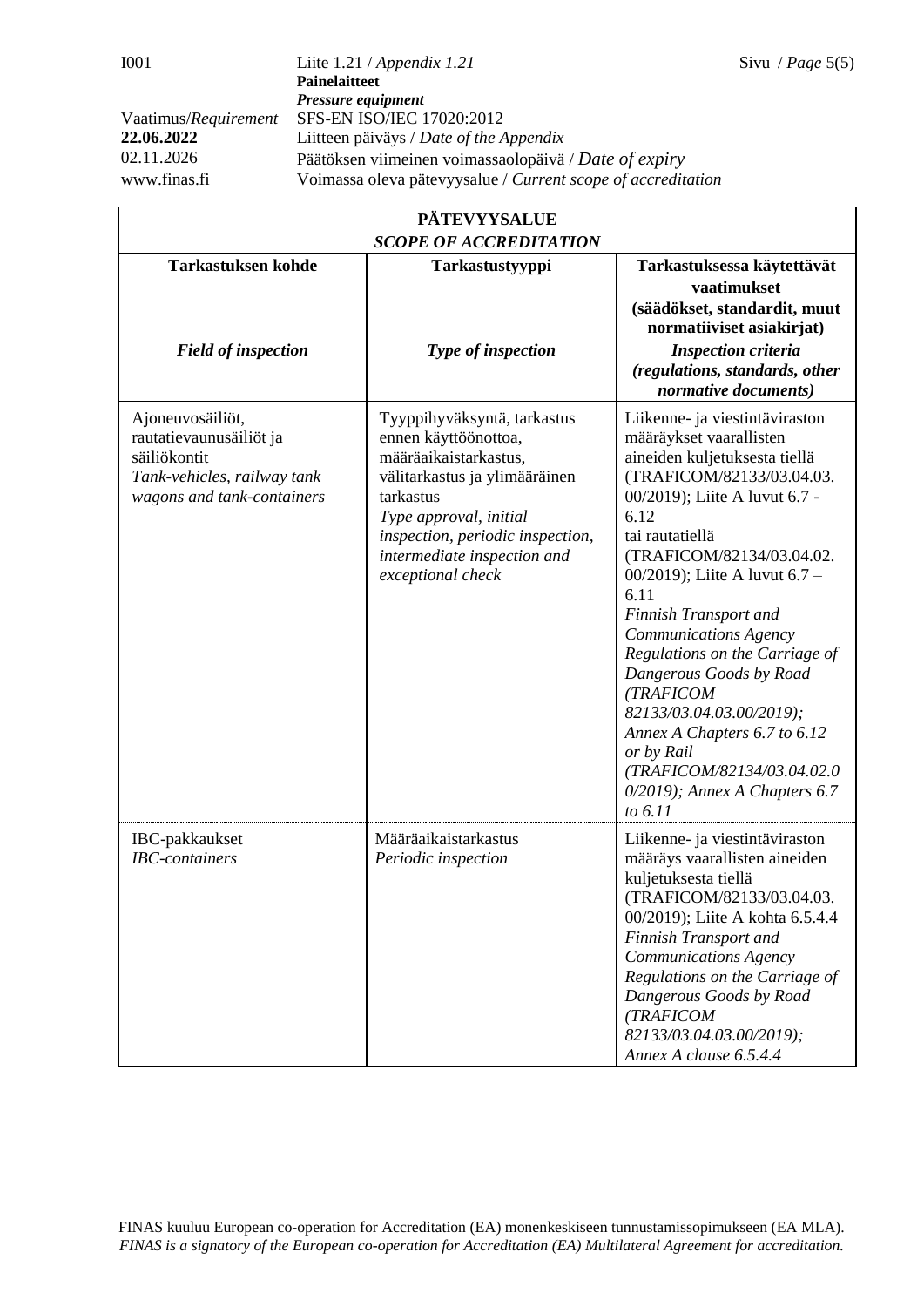**PÄTEVYYSALUE**
***SCOPE OF ACCREDITATION***

| **Tarkastuksen kohde** *Field of inspection* | **Tarkastustyyppi** *Type of inspection* | **Tarkastuksessa käytettävät vaatimukset (säädökset, standardit, muut normatiiviset asiakirjat)** *Inspection criteria (regulations, standards, other normative documents)* |
|---|---|---|
| Ajoneuvosäiliöt, rautatievaunusäiliöt ja säiliökontit *Tank-vehicles, railway tank wagons and tank-containers* | Tyyppihyväksyntä, tarkastus ennen käyttöönottoa, määräaikaistarkastus, välitarkastus ja ylimääräinen tarkastus *Type approval, initial inspection, periodic inspection, intermediate inspection and exceptional check* | Liikenne- ja viestintäviraston määräykset vaarallisten aineiden kuljetuksesta tiellä (TRAFICOM/82133/03.04.03.00/2019); Liite A luvut 6.7 - 6.12 tai rautatiellä (TRAFICOM/82134/03.04.02.00/2019); Liite A luvut 6.7 – 6.11 *Finnish Transport and Communications Agency Regulations on the Carriage of Dangerous Goods by Road (TRAFICOM 82133/03.04.03.00/2019); Annex A Chapters 6.7 to 6.12 or by Rail (TRAFICOM/82134/03.04.02.00/2019); Annex A Chapters 6.7 to 6.11* |
| IBC-pakkaukset *IBC-containers* | Määräaikaistarkastus *Periodic inspection* | Liikenne- ja viestintäviraston määräys vaarallisten aineiden kuljetuksesta tiellä (TRAFICOM/82133/03.04.03.00/2019); Liite A kohta 6.5.4.4 *Finnish Transport and Communications Agency Regulations on the Carriage of Dangerous Goods by Road (TRAFICOM 82133/03.04.03.00/2019); Annex A clause 6.5.4.4* |